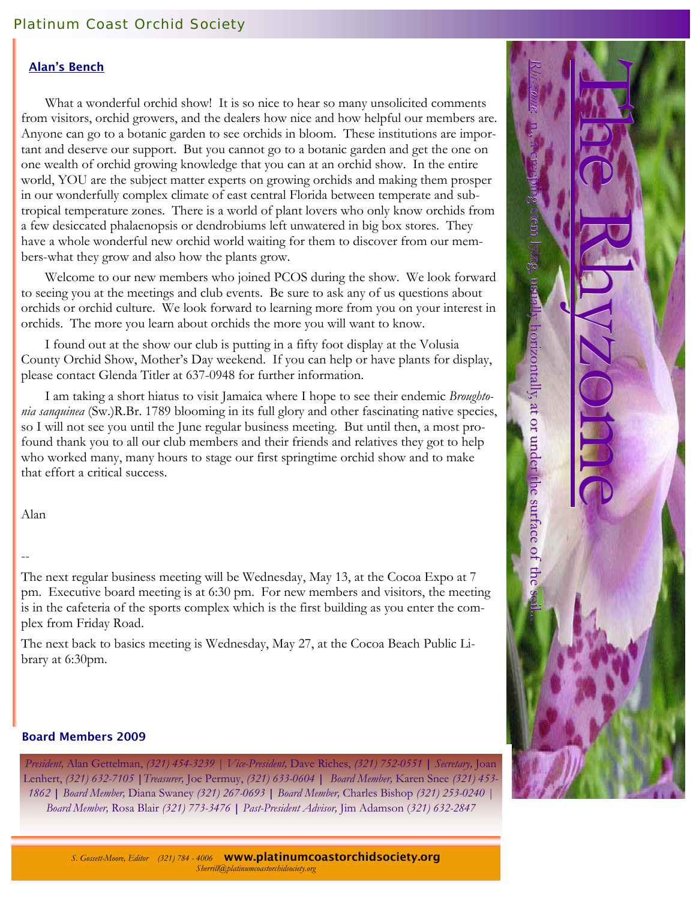# The Rhyzome

*Rhizome* n. a creeping stem lying, usually horizontally, at or under the surface of the soil...

## Alan's Bench

What a wonderful orchid show! It is so nice to hear so many unsolicited comments from visitors, orchid growers, and the dealers how nice and how helpful our members are. Anyone can go to a botanic garden to see orchids in bloom. These institutions are important and deserve our support. But you cannot go to a botanic garden and get the one on one wealth of orchid growing knowledge that you can at an orchid show. In the entire world, YOU are the subject matter experts on growing orchids and making them prosper in our wonderfully complex climate of east central Florida between temperate and subtropical temperature zones. There is a world of plant lovers who only know orchids from a few desiccated phalaenopsis or dendrobiums left unwatered in big box stores. They have a whole wonderful new orchid world waiting for them to discover from our members-what they grow and also how the plants grow.

Welcome to our new members who joined PCOS during the show. We look forward to seeing you at the meetings and club events. Be sure to ask any of us questions about orchids or orchid culture. We look forward to learning more from you on your interest in orchids. The more you learn about orchids the more you will want to know.

I found out at the show our club is putting in a fifty foot display at the Volusia County Orchid Show, Mother's Day weekend. If you can help or have plants for display, please contact Glenda Titler at 637-0948 for further information.

I am taking a short hiatus to visit Jamaica where I hope to see their endemic *Broughtonia sanquinea* (Sw.)R.Br. 1789 blooming in its full glory and other fascinating native species, so I will not see you until the June regular business meeting. But until then, a most profound thank you to all our club members and their friends and relatives they got to help who worked many, many hours to stage our first springtime orchid show and to make that effort a critical success.

Alan

--

The next regular business meeting will be Wednesday, May 13, at the Cocoa Expo at 7 pm. Executive board meeting is at 6:30 pm. For new members and visitors, the meeting is in the cafeteria of the sports complex which is the first building as you enter the complex from Friday Road.

The next back to basics meeting is Wednesday, May 27, at the Cocoa Beach Public Library at 6:30pm.

### Board Members 2009

*President,* Alan Gettelman, *(321) 454-3239* | *Vice-President,* Dave Riches, *(321) 752-0551* | *Secretary,* Joan Lenhert, *(321) 632-7105* | *Treasurer,* Joe Permuy, *(321) 633-0604* | *Board Member,* Karen Snee *(321) 453-1862* | *Board Member,* Diana Swaney *(321) 267-0693* | *Board Member,* Charles Bishop *(321) 253-0240* | *Board Member,* Rosa Blair *(321) 773-3476* | *Past-President Advisor,* Jim Adamson *(321) 632-2847*

*S. Gossett-Moore, Editor (321) 784 - 4006* **www.platinumcoastorchidsociety.org**
*Sherrill@platinumcoastorchidsociety.org*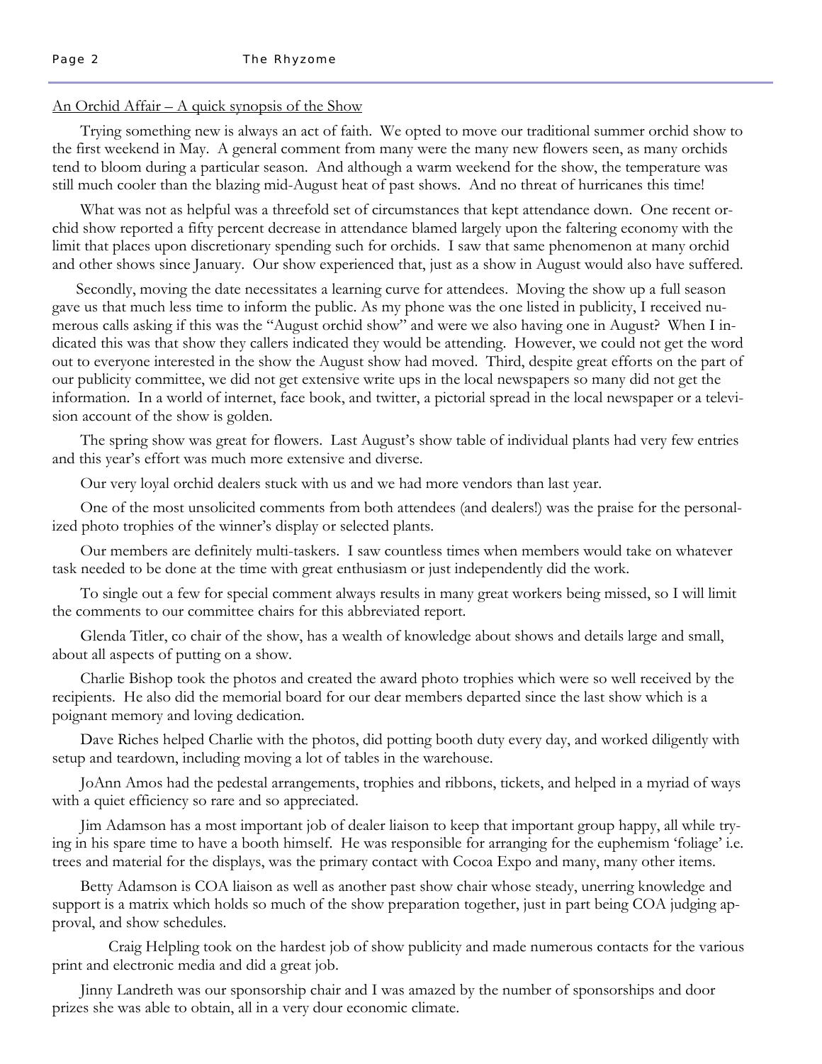An Orchid Affair – A quick synopsis of the Show

Trying something new is always an act of faith. We opted to move our traditional summer orchid show to the first weekend in May. A general comment from many were the many new flowers seen, as many orchids tend to bloom during a particular season. And although a warm weekend for the show, the temperature was still much cooler than the blazing mid-August heat of past shows. And no threat of hurricanes this time!

What was not as helpful was a threefold set of circumstances that kept attendance down. One recent orchid show reported a fifty percent decrease in attendance blamed largely upon the faltering economy with the limit that places upon discretionary spending such for orchids. I saw that same phenomenon at many orchid and other shows since January. Our show experienced that, just as a show in August would also have suffered.

Secondly, moving the date necessitates a learning curve for attendees. Moving the show up a full season gave us that much less time to inform the public. As my phone was the one listed in publicity, I received numerous calls asking if this was the "August orchid show" and were we also having one in August? When I indicated this was that show they callers indicated they would be attending. However, we could not get the word out to everyone interested in the show the August show had moved. Third, despite great efforts on the part of our publicity committee, we did not get extensive write ups in the local newspapers so many did not get the information. In a world of internet, face book, and twitter, a pictorial spread in the local newspaper or a television account of the show is golden.

The spring show was great for flowers. Last August's show table of individual plants had very few entries and this year's effort was much more extensive and diverse.

Our very loyal orchid dealers stuck with us and we had more vendors than last year.

One of the most unsolicited comments from both attendees (and dealers!) was the praise for the personalized photo trophies of the winner's display or selected plants.

Our members are definitely multi-taskers. I saw countless times when members would take on whatever task needed to be done at the time with great enthusiasm or just independently did the work.

To single out a few for special comment always results in many great workers being missed, so I will limit the comments to our committee chairs for this abbreviated report.

Glenda Titler, co chair of the show, has a wealth of knowledge about shows and details large and small, about all aspects of putting on a show.

Charlie Bishop took the photos and created the award photo trophies which were so well received by the recipients. He also did the memorial board for our dear members departed since the last show which is a poignant memory and loving dedication.

Dave Riches helped Charlie with the photos, did potting booth duty every day, and worked diligently with setup and teardown, including moving a lot of tables in the warehouse.

JoAnn Amos had the pedestal arrangements, trophies and ribbons, tickets, and helped in a myriad of ways with a quiet efficiency so rare and so appreciated.

Jim Adamson has a most important job of dealer liaison to keep that important group happy, all while trying in his spare time to have a booth himself. He was responsible for arranging for the euphemism 'foliage' i.e. trees and material for the displays, was the primary contact with Cocoa Expo and many, many other items.

Betty Adamson is COA liaison as well as another past show chair whose steady, unerring knowledge and support is a matrix which holds so much of the show preparation together, just in part being COA judging approval, and show schedules.

Craig Helpling took on the hardest job of show publicity and made numerous contacts for the various print and electronic media and did a great job.

Jinny Landreth was our sponsorship chair and I was amazed by the number of sponsorships and door prizes she was able to obtain, all in a very dour economic climate.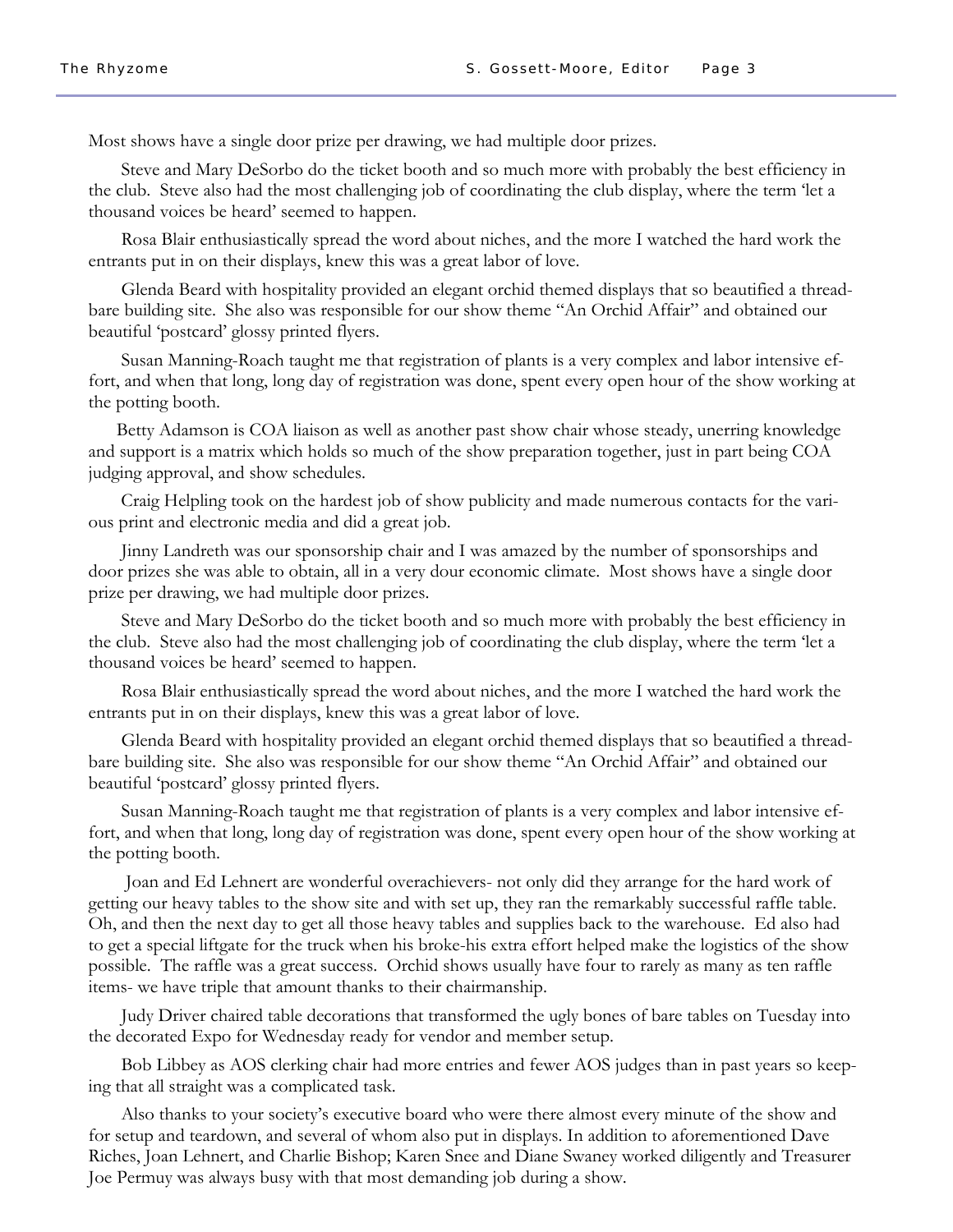Most shows have a single door prize per drawing, we had multiple door prizes.

Steve and Mary DeSorbo do the ticket booth and so much more with probably the best efficiency in the club. Steve also had the most challenging job of coordinating the club display, where the term 'let a thousand voices be heard' seemed to happen.

Rosa Blair enthusiastically spread the word about niches, and the more I watched the hard work the entrants put in on their displays, knew this was a great labor of love.

Glenda Beard with hospitality provided an elegant orchid themed displays that so beautified a threadbare building site. She also was responsible for our show theme "An Orchid Affair" and obtained our beautiful 'postcard' glossy printed flyers.

Susan Manning-Roach taught me that registration of plants is a very complex and labor intensive effort, and when that long, long day of registration was done, spent every open hour of the show working at the potting booth.

Betty Adamson is COA liaison as well as another past show chair whose steady, unerring knowledge and support is a matrix which holds so much of the show preparation together, just in part being COA judging approval, and show schedules.

Craig Helpling took on the hardest job of show publicity and made numerous contacts for the various print and electronic media and did a great job.

Jinny Landreth was our sponsorship chair and I was amazed by the number of sponsorships and door prizes she was able to obtain, all in a very dour economic climate. Most shows have a single door prize per drawing, we had multiple door prizes.

Steve and Mary DeSorbo do the ticket booth and so much more with probably the best efficiency in the club. Steve also had the most challenging job of coordinating the club display, where the term 'let a thousand voices be heard' seemed to happen.

Rosa Blair enthusiastically spread the word about niches, and the more I watched the hard work the entrants put in on their displays, knew this was a great labor of love.

Glenda Beard with hospitality provided an elegant orchid themed displays that so beautified a threadbare building site. She also was responsible for our show theme "An Orchid Affair" and obtained our beautiful 'postcard' glossy printed flyers.

Susan Manning-Roach taught me that registration of plants is a very complex and labor intensive effort, and when that long, long day of registration was done, spent every open hour of the show working at the potting booth.

Joan and Ed Lehnert are wonderful overachievers- not only did they arrange for the hard work of getting our heavy tables to the show site and with set up, they ran the remarkably successful raffle table. Oh, and then the next day to get all those heavy tables and supplies back to the warehouse. Ed also had to get a special liftgate for the truck when his broke-his extra effort helped make the logistics of the show possible. The raffle was a great success. Orchid shows usually have four to rarely as many as ten raffle items- we have triple that amount thanks to their chairmanship.

Judy Driver chaired table decorations that transformed the ugly bones of bare tables on Tuesday into the decorated Expo for Wednesday ready for vendor and member setup.

Bob Libbey as AOS clerking chair had more entries and fewer AOS judges than in past years so keeping that all straight was a complicated task.

Also thanks to your society's executive board who were there almost every minute of the show and for setup and teardown, and several of whom also put in displays. In addition to aforementioned Dave Riches, Joan Lehnert, and Charlie Bishop; Karen Snee and Diane Swaney worked diligently and Treasurer Joe Permuy was always busy with that most demanding job during a show.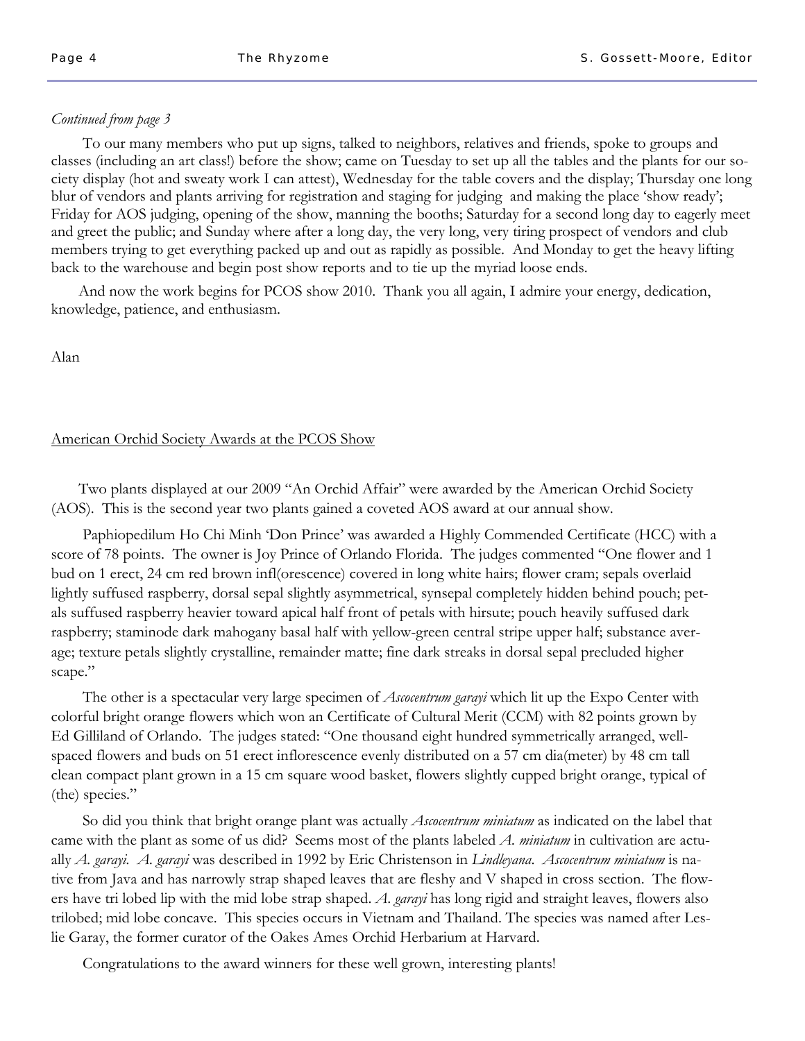*Continued from page 3*

To our many members who put up signs, talked to neighbors, relatives and friends, spoke to groups and classes (including an art class!) before the show; came on Tuesday to set up all the tables and the plants for our society display (hot and sweaty work I can attest), Wednesday for the table covers and the display; Thursday one long blur of vendors and plants arriving for registration and staging for judging and making the place 'show ready'; Friday for AOS judging, opening of the show, manning the booths; Saturday for a second long day to eagerly meet and greet the public; and Sunday where after a long day, the very long, very tiring prospect of vendors and club members trying to get everything packed up and out as rapidly as possible. And Monday to get the heavy lifting back to the warehouse and begin post show reports and to tie up the myriad loose ends.

And now the work begins for PCOS show 2010. Thank you all again, I admire your energy, dedication, knowledge, patience, and enthusiasm.

Alan

## American Orchid Society Awards at the PCOS Show

Two plants displayed at our 2009 "An Orchid Affair" were awarded by the American Orchid Society (AOS). This is the second year two plants gained a coveted AOS award at our annual show.

Paphiopedilum Ho Chi Minh 'Don Prince' was awarded a Highly Commended Certificate (HCC) with a score of 78 points. The owner is Joy Prince of Orlando Florida. The judges commented "One flower and 1 bud on 1 erect, 24 cm red brown infl(orescence) covered in long white hairs; flower cram; sepals overlaid lightly suffused raspberry, dorsal sepal slightly asymmetrical, synsepal completely hidden behind pouch; petals suffused raspberry heavier toward apical half front of petals with hirsute; pouch heavily suffused dark raspberry; staminode dark mahogany basal half with yellow-green central stripe upper half; substance average; texture petals slightly crystalline, remainder matte; fine dark streaks in dorsal sepal precluded higher scape."

The other is a spectacular very large specimen of *Ascocentrum garayi* which lit up the Expo Center with colorful bright orange flowers which won an Certificate of Cultural Merit (CCM) with 82 points grown by Ed Gilliland of Orlando. The judges stated: "One thousand eight hundred symmetrically arranged, well-spaced flowers and buds on 51 erect inflorescence evenly distributed on a 57 cm dia(meter) by 48 cm tall clean compact plant grown in a 15 cm square wood basket, flowers slightly cupped bright orange, typical of (the) species."

So did you think that bright orange plant was actually *Ascocentrum miniatum* as indicated on the label that came with the plant as some of us did? Seems most of the plants labeled *A. miniatum* in cultivation are actually *A. garayi*. *A. garayi* was described in 1992 by Eric Christenson in *Lindleyana*. *Ascocentrum miniatum* is native from Java and has narrowly strap shaped leaves that are fleshy and V shaped in cross section. The flowers have tri lobed lip with the mid lobe strap shaped. *A. garayi* has long rigid and straight leaves, flowers also trilobed; mid lobe concave. This species occurs in Vietnam and Thailand. The species was named after Leslie Garay, the former curator of the Oakes Ames Orchid Herbarium at Harvard.

Congratulations to the award winners for these well grown, interesting plants!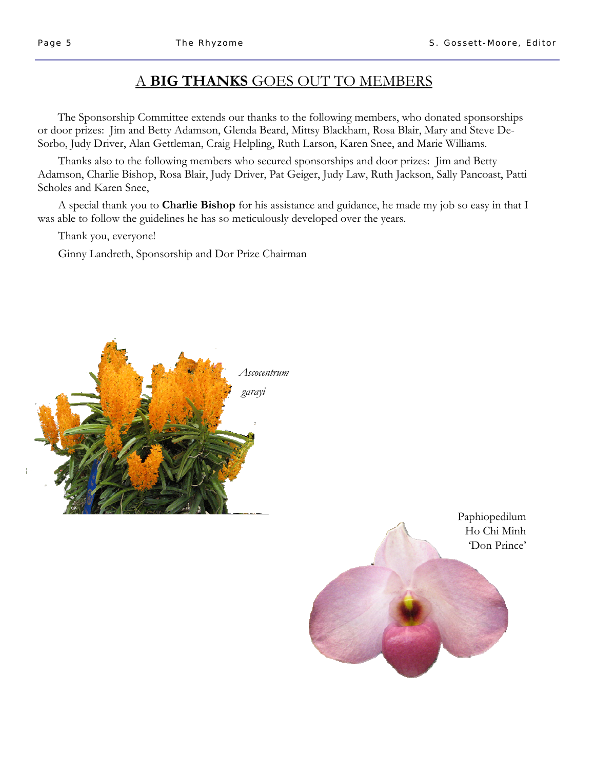# A **BIG THANKS** GOES OUT TO MEMBERS

The Sponsorship Committee extends our thanks to the following members, who donated sponsorships or door prizes: Jim and Betty Adamson, Glenda Beard, Mittsy Blackham, Rosa Blair, Mary and Steve De-Sorbo, Judy Driver, Alan Gettleman, Craig Helpling, Ruth Larson, Karen Snee, and Marie Williams.

Thanks also to the following members who secured sponsorships and door prizes: Jim and Betty Adamson, Charlie Bishop, Rosa Blair, Judy Driver, Pat Geiger, Judy Law, Ruth Jackson, Sally Pancoast, Patti Scholes and Karen Snee,

A special thank you to **Charlie Bishop** for his assistance and guidance, he made my job so easy in that I was able to follow the guidelines he has so meticulously developed over the years.

Thank you, everyone!

Ginny Landreth, Sponsorship and Dor Prize Chairman

*Ascocentrum garayi*

Paphiopedilum Ho Chi Minh 'Don Prince'